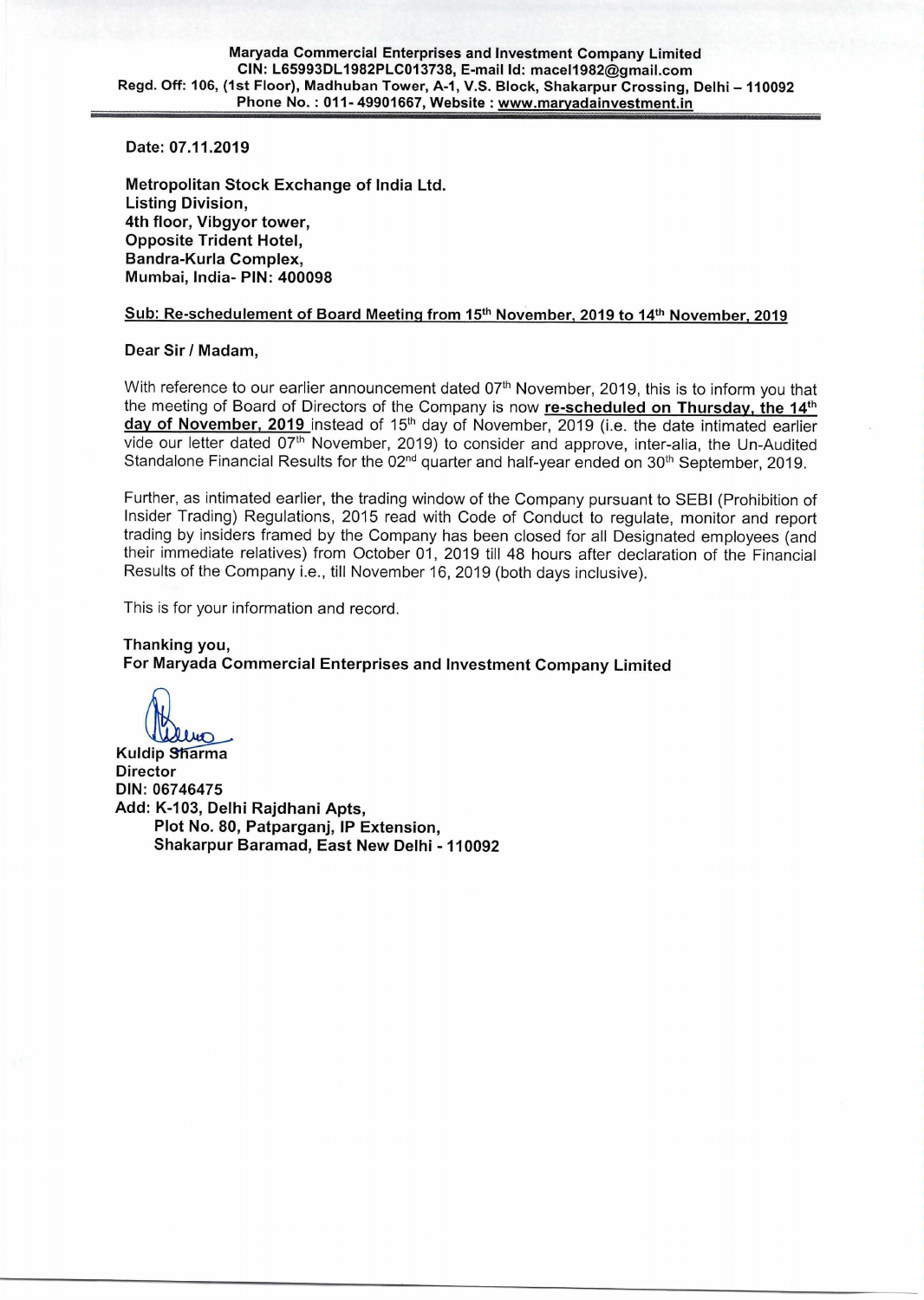**Maryada Commercial Enterprises and Investment Company Limited**
**CIN: L65993DL1982PLC013738, E-mail Id: macel1982@gmail.com**
**Regd. Off: 106, (1st Floor), Madhuban Tower, A-1, V.S. Block, Shakarpur Crossing, Delhi – 110092**
**Phone No. : 011- 49901667, Website : www.maryadainvestment.in**

---

**Date: 07.11.2019**

**Metropolitan Stock Exchange of India Ltd.**
**Listing Division,**
**4th floor, Vibgyor tower,**
**Opposite Trident Hotel,**
**Bandra-Kurla Complex,**
**Mumbai, India- PIN: 400098**

**Sub: Re-schedulement of Board Meeting from 15th November, 2019 to 14th November, 2019**

**Dear Sir / Madam,**

With reference to our earlier announcement dated 07th November, 2019, this is to inform you that the meeting of Board of Directors of the Company is now **re-scheduled on Thursday, the 14th day of November, 2019** instead of 15th day of November, 2019 (i.e. the date intimated earlier vide our letter dated 07th November, 2019) to consider and approve, inter-alia, the Un-Audited Standalone Financial Results for the 02nd quarter and half-year ended on 30th September, 2019.

Further, as intimated earlier, the trading window of the Company pursuant to SEBI (Prohibition of Insider Trading) Regulations, 2015 read with Code of Conduct to regulate, monitor and report trading by insiders framed by the Company has been closed for all Designated employees (and their immediate relatives) from October 01, 2019 till 48 hours after declaration of the Financial Results of the Company i.e., till November 16, 2019 (both days inclusive).

This is for your information and record.

**Thanking you,**
**For Maryada Commercial Enterprises and Investment Company Limited**

**Kuldip Sharma**
**Director**
**DIN: 06746475**
**Add: K-103, Delhi Rajdhani Apts,**
**Plot No. 80, Patparganj, IP Extension,**
**Shakarpur Baramad, East New Delhi - 110092**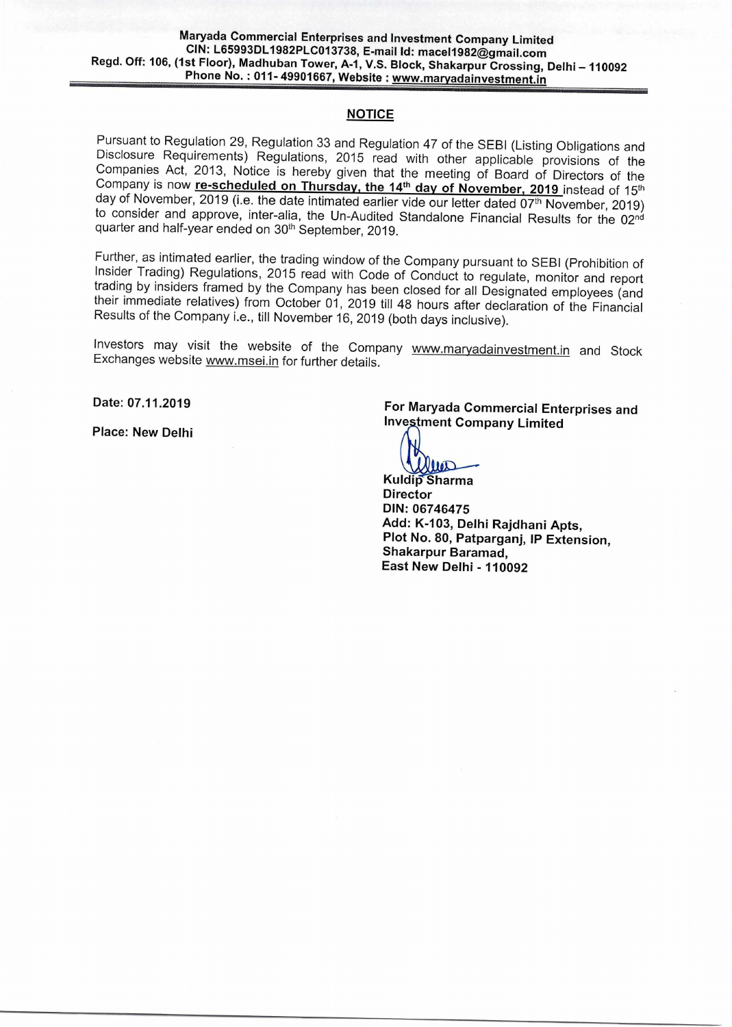**Maryada Commercial Enterprises and Investment Company Limited**
**CIN: L65993DL1982PLC013738, E-mail Id: macel1982@gmail.com**
**Regd. Off: 106, (1st Floor), Madhuban Tower, A-1, V.S. Block, Shakarpur Crossing, Delhi – 110092**
**Phone No. : 011- 49901667, Website : www.maryadainvestment.in**

## NOTICE

Pursuant to Regulation 29, Regulation 33 and Regulation 47 of the SEBI (Listing Obligations and Disclosure Requirements) Regulations, 2015 read with other applicable provisions of the Companies Act, 2013, Notice is hereby given that the meeting of Board of Directors of the Company is now **re-scheduled on Thursday, the 14th day of November, 2019** instead of 15th day of November, 2019 (i.e. the date intimated earlier vide our letter dated 07th November, 2019) to consider and approve, inter-alia, the Un-Audited Standalone Financial Results for the 02nd quarter and half-year ended on 30th September, 2019.

Further, as intimated earlier, the trading window of the Company pursuant to SEBI (Prohibition of Insider Trading) Regulations, 2015 read with Code of Conduct to regulate, monitor and report trading by insiders framed by the Company has been closed for all Designated employees (and their immediate relatives) from October 01, 2019 till 48 hours after declaration of the Financial Results of the Company i.e., till November 16, 2019 (both days inclusive).

Investors may visit the website of the Company www.maryadainvestment.in and Stock Exchanges website www.msei.in for further details.

**Date: 07.11.2019**

**Place: New Delhi**

**For Maryada Commercial Enterprises and Investment Company Limited**

**Kuldip Sharma**
**Director**
**DIN: 06746475**
**Add: K-103, Delhi Rajdhani Apts,**
**Plot No. 80, Patparganj, IP Extension,**
**Shakarpur Baramad,**
**East New Delhi - 110092**